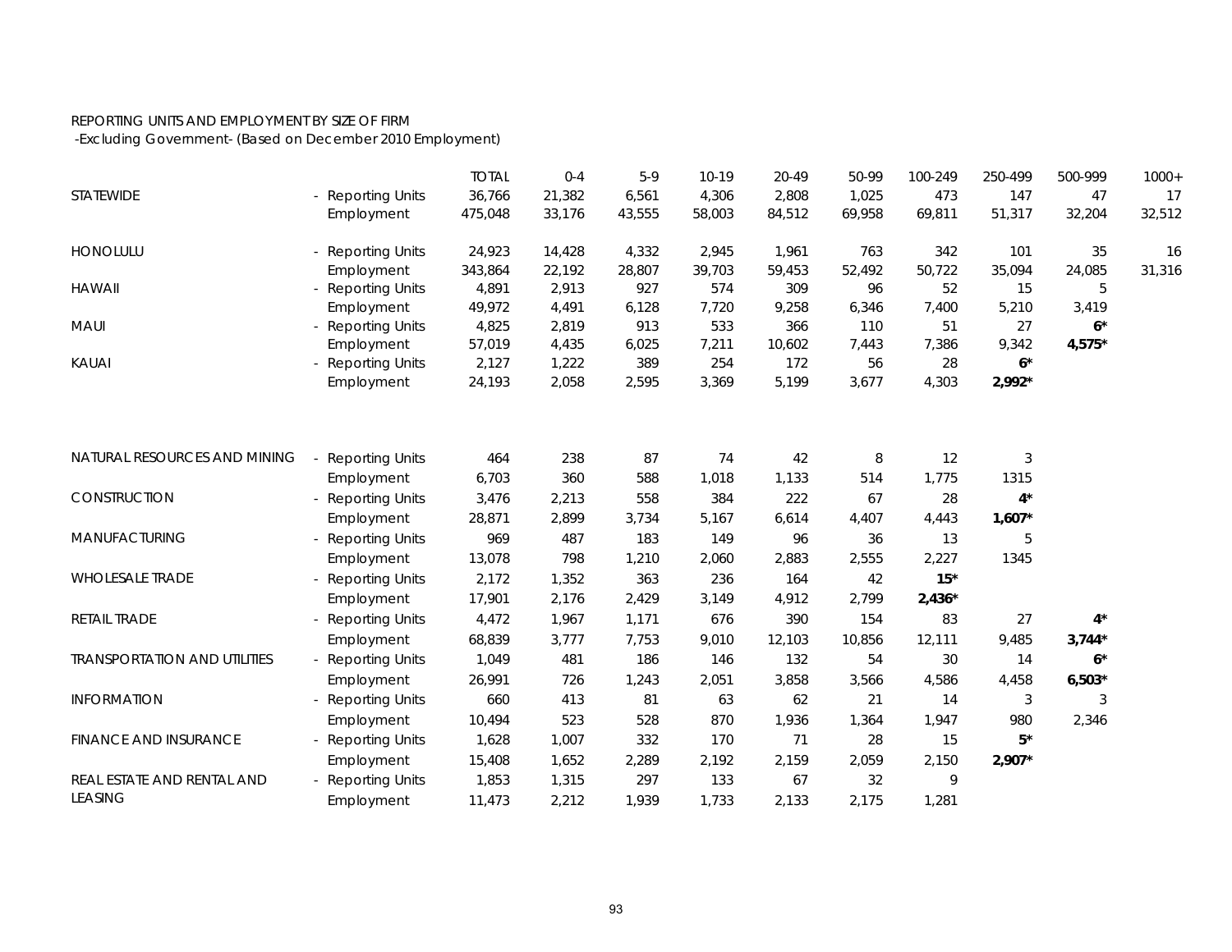REPORTING UNITS AND EMPLOYMENT BY SIZE OF FIRM
-Excluding Government- (Based on December 2010 Employment)

| | | TOTAL | 0-4 | 5-9 | 10-19 | 20-49 | 50-99 | 100-249 | 250-499 | 500-999 | 1000+ |
|---|---|---|---|---|---|---|---|---|---|---|---|
| STATEWIDE | - Reporting Units | 36,766 | 21,382 | 6,561 | 4,306 | 2,808 | 1,025 | 473 | 147 | 47 | 17 |
| | Employment | 475,048 | 33,176 | 43,555 | 58,003 | 84,512 | 69,958 | 69,811 | 51,317 | 32,204 | 32,512 |
| HONOLULU | - Reporting Units | 24,923 | 14,428 | 4,332 | 2,945 | 1,961 | 763 | 342 | 101 | 35 | 16 |
| | Employment | 343,864 | 22,192 | 28,807 | 39,703 | 59,453 | 52,492 | 50,722 | 35,094 | 24,085 | 31,316 |
| HAWAII | - Reporting Units | 4,891 | 2,913 | 927 | 574 | 309 | 96 | 52 | 15 | 5 | |
| | Employment | 49,972 | 4,491 | 6,128 | 7,720 | 9,258 | 6,346 | 7,400 | 5,210 | 3,419 | |
| MAUI | - Reporting Units | 4,825 | 2,819 | 913 | 533 | 366 | 110 | 51 | 27 | **6*** | |
| | Employment | 57,019 | 4,435 | 6,025 | 7,211 | 10,602 | 7,443 | 7,386 | 9,342 | **4,575*** | |
| KAUAI | - Reporting Units | 2,127 | 1,222 | 389 | 254 | 172 | 56 | 28 | **6*** | | |
| | Employment | 24,193 | 2,058 | 2,595 | 3,369 | 5,199 | 3,677 | 4,303 | **2,992*** | | |
| NATURAL RESOURCES AND MINING | - Reporting Units | 464 | 238 | 87 | 74 | 42 | 8 | 12 | 3 | | |
| | Employment | 6,703 | 360 | 588 | 1,018 | 1,133 | 514 | 1,775 | 1315 | | |
| CONSTRUCTION | - Reporting Units | 3,476 | 2,213 | 558 | 384 | 222 | 67 | 28 | **4*** | | |
| | Employment | 28,871 | 2,899 | 3,734 | 5,167 | 6,614 | 4,407 | 4,443 | **1,607*** | | |
| MANUFACTURING | - Reporting Units | 969 | 487 | 183 | 149 | 96 | 36 | 13 | 5 | | |
| | Employment | 13,078 | 798 | 1,210 | 2,060 | 2,883 | 2,555 | 2,227 | 1345 | | |
| WHOLESALE TRADE | - Reporting Units | 2,172 | 1,352 | 363 | 236 | 164 | 42 | **15*** | | | |
| | Employment | 17,901 | 2,176 | 2,429 | 3,149 | 4,912 | 2,799 | **2,436*** | | | |
| RETAIL TRADE | - Reporting Units | 4,472 | 1,967 | 1,171 | 676 | 390 | 154 | 83 | 27 | **4*** | |
| | Employment | 68,839 | 3,777 | 7,753 | 9,010 | 12,103 | 10,856 | 12,111 | 9,485 | **3,744*** | |
| TRANSPORTATION AND UTILITIES | - Reporting Units | 1,049 | 481 | 186 | 146 | 132 | 54 | 30 | 14 | **6*** | |
| | Employment | 26,991 | 726 | 1,243 | 2,051 | 3,858 | 3,566 | 4,586 | 4,458 | **6,503*** | |
| INFORMATION | - Reporting Units | 660 | 413 | 81 | 63 | 62 | 21 | 14 | 3 | 3 | |
| | Employment | 10,494 | 523 | 528 | 870 | 1,936 | 1,364 | 1,947 | 980 | 2,346 | |
| FINANCE AND INSURANCE | - Reporting Units | 1,628 | 1,007 | 332 | 170 | 71 | 28 | 15 | **5*** | | |
| | Employment | 15,408 | 1,652 | 2,289 | 2,192 | 2,159 | 2,059 | 2,150 | **2,907*** | | |
| REAL ESTATE AND RENTAL AND LEASING | - Reporting Units | 1,853 | 1,315 | 297 | 133 | 67 | 32 | 9 | | | |
| | Employment | 11,473 | 2,212 | 1,939 | 1,733 | 2,133 | 2,175 | 1,281 | | | |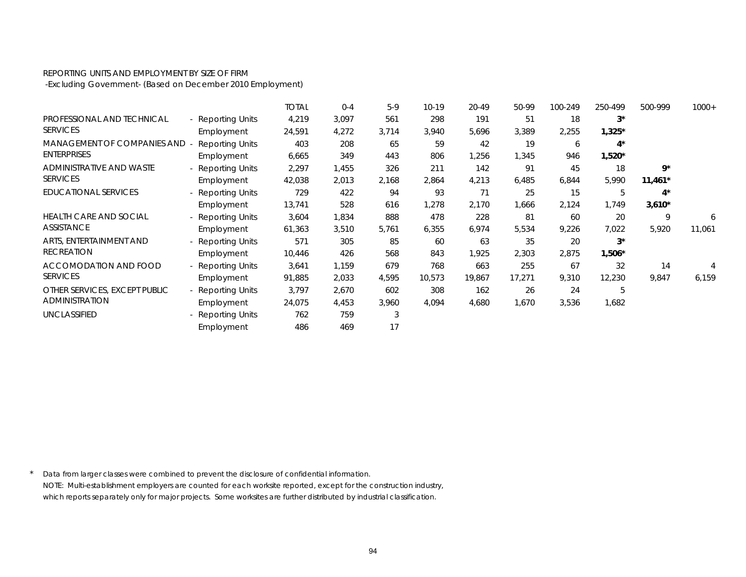REPORTING UNITS AND EMPLOYMENT BY SIZE OF FIRM
-Excluding Government- (Based on December 2010 Employment)

| | | TOTAL | 0-4 | 5-9 | 10-19 | 20-49 | 50-99 | 100-249 | 250-499 | 500-999 | 1000+ |
|---|---|---|---|---|---|---|---|---|---|---|---|
| PROFESSIONAL AND TECHNICAL SERVICES | - Reporting Units | 4,219 | 3,097 | 561 | 298 | 191 | 51 | 18 | **3*** | | |
| | Employment | 24,591 | 4,272 | 3,714 | 3,940 | 5,696 | 3,389 | 2,255 | **1,325*** | | |
| MANAGEMENT OF COMPANIES AND ENTERPRISES | - Reporting Units | 403 | 208 | 65 | 59 | 42 | 19 | 6 | **4*** | | |
| | Employment | 6,665 | 349 | 443 | 806 | 1,256 | 1,345 | 946 | **1,520*** | | |
| ADMINISTRATIVE AND WASTE SERVICES | - Reporting Units | 2,297 | 1,455 | 326 | 211 | 142 | 91 | 45 | 18 | **9*** | |
| | Employment | 42,038 | 2,013 | 2,168 | 2,864 | 4,213 | 6,485 | 6,844 | 5,990 | **11,461*** | |
| EDUCATIONAL SERVICES | - Reporting Units | 729 | 422 | 94 | 93 | 71 | 25 | 15 | 5 | **4*** | |
| | Employment | 13,741 | 528 | 616 | 1,278 | 2,170 | 1,666 | 2,124 | 1,749 | **3,610*** | |
| HEALTH CARE AND SOCIAL ASSISTANCE | - Reporting Units | 3,604 | 1,834 | 888 | 478 | 228 | 81 | 60 | 20 | 9 | 6 |
| | Employment | 61,363 | 3,510 | 5,761 | 6,355 | 6,974 | 5,534 | 9,226 | 7,022 | 5,920 | 11,061 |
| ARTS, ENTERTAINMENT AND RECREATION | - Reporting Units | 571 | 305 | 85 | 60 | 63 | 35 | 20 | **3*** | | |
| | Employment | 10,446 | 426 | 568 | 843 | 1,925 | 2,303 | 2,875 | **1,506*** | | |
| ACCOMODATION AND FOOD SERVICES | - Reporting Units | 3,641 | 1,159 | 679 | 768 | 663 | 255 | 67 | 32 | 14 | 4 |
| | Employment | 91,885 | 2,033 | 4,595 | 10,573 | 19,867 | 17,271 | 9,310 | 12,230 | 9,847 | 6,159 |
| OTHER SERVICES, EXCEPT PUBLIC ADMINISTRATION | - Reporting Units | 3,797 | 2,670 | 602 | 308 | 162 | 26 | 24 | 5 | | |
| | Employment | 24,075 | 4,453 | 3,960 | 4,094 | 4,680 | 1,670 | 3,536 | 1,682 | | |
| UNCLASSIFIED | - Reporting Units | 762 | 759 | 3 | | | | | | | |
| | Employment | 486 | 469 | 17 | | | | | | | |

\* Data from larger classes were combined to prevent the disclosure of confidential information.
NOTE: Multi-establishment employers are counted for each worksite reported, except for the construction industry, which reports separately only for major projects. Some worksites are further distributed by industrial classification.